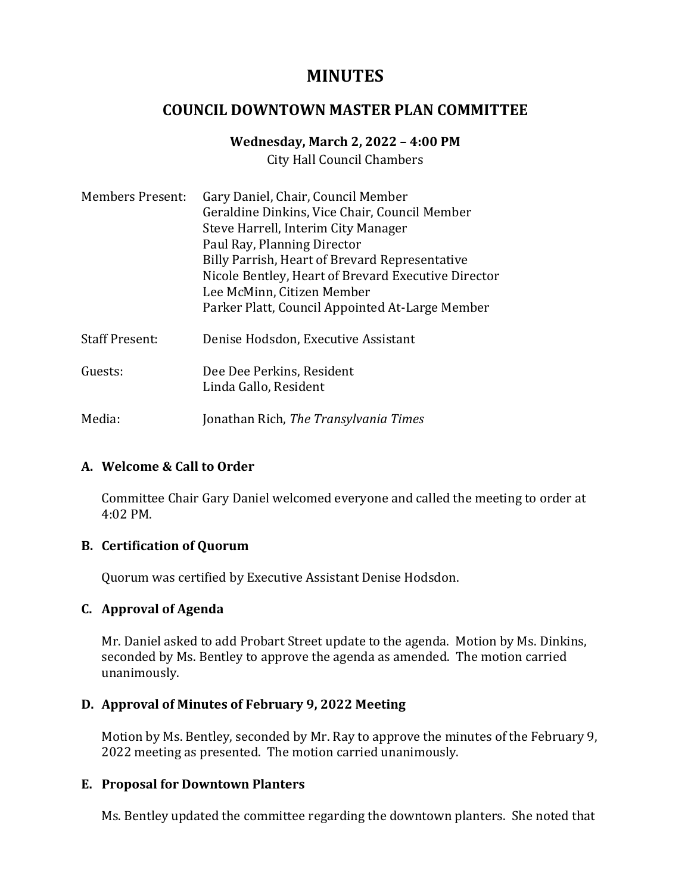# MINUTES

## COUNCIL DOWNTOWN MASTER PLAN COMMITTEE

**Wednesday, March 2, 2022 – 4:00 PM**

City Hall Council Chambers

Members Present: Gary Daniel, Chair, Council Member
Geraldine Dinkins, Vice Chair, Council Member
Steve Harrell, Interim City Manager
Paul Ray, Planning Director
Billy Parrish, Heart of Brevard Representative
Nicole Bentley, Heart of Brevard Executive Director
Lee McMinn, Citizen Member
Parker Platt, Council Appointed At-Large Member

Staff Present: Denise Hodsdon, Executive Assistant

Guests: Dee Dee Perkins, Resident
Linda Gallo, Resident

Media: Jonathan Rich, *The Transylvania Times*

### A. Welcome & Call to Order

Committee Chair Gary Daniel welcomed everyone and called the meeting to order at 4:02 PM.

### B. Certification of Quorum

Quorum was certified by Executive Assistant Denise Hodsdon.

### C. Approval of Agenda

Mr. Daniel asked to add Probart Street update to the agenda. Motion by Ms. Dinkins, seconded by Ms. Bentley to approve the agenda as amended. The motion carried unanimously.

### D. Approval of Minutes of February 9, 2022 Meeting

Motion by Ms. Bentley, seconded by Mr. Ray to approve the minutes of the February 9, 2022 meeting as presented. The motion carried unanimously.

### E. Proposal for Downtown Planters

Ms. Bentley updated the committee regarding the downtown planters. She noted that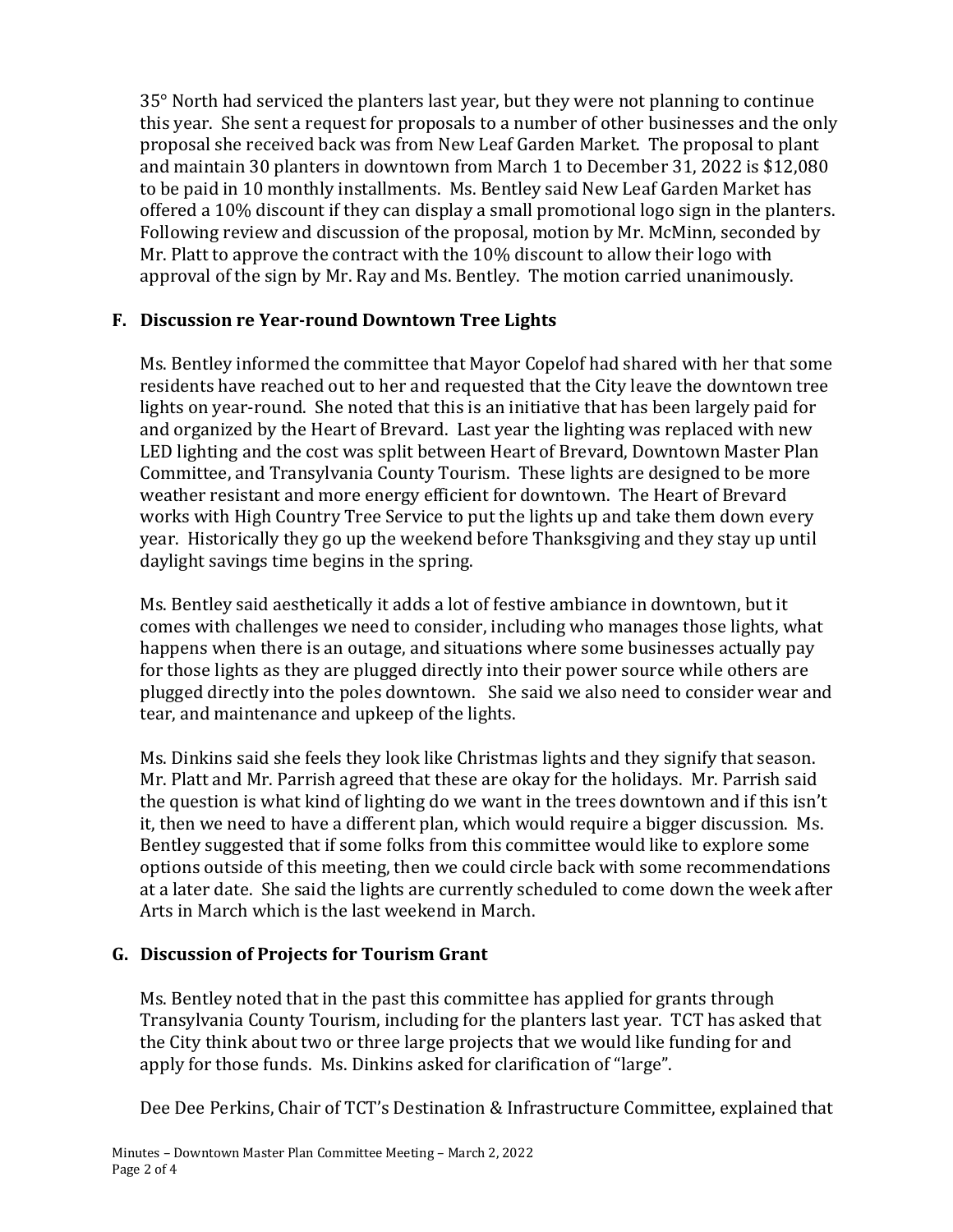35° North had serviced the planters last year, but they were not planning to continue this year. She sent a request for proposals to a number of other businesses and the only proposal she received back was from New Leaf Garden Market. The proposal to plant and maintain 30 planters in downtown from March 1 to December 31, 2022 is $12,080 to be paid in 10 monthly installments. Ms. Bentley said New Leaf Garden Market has offered a 10% discount if they can display a small promotional logo sign in the planters. Following review and discussion of the proposal, motion by Mr. McMinn, seconded by Mr. Platt to approve the contract with the 10% discount to allow their logo with approval of the sign by Mr. Ray and Ms. Bentley. The motion carried unanimously.

### F. Discussion re Year-round Downtown Tree Lights

Ms. Bentley informed the committee that Mayor Copelof had shared with her that some residents have reached out to her and requested that the City leave the downtown tree lights on year-round. She noted that this is an initiative that has been largely paid for and organized by the Heart of Brevard. Last year the lighting was replaced with new LED lighting and the cost was split between Heart of Brevard, Downtown Master Plan Committee, and Transylvania County Tourism. These lights are designed to be more weather resistant and more energy efficient for downtown. The Heart of Brevard works with High Country Tree Service to put the lights up and take them down every year. Historically they go up the weekend before Thanksgiving and they stay up until daylight savings time begins in the spring.

Ms. Bentley said aesthetically it adds a lot of festive ambiance in downtown, but it comes with challenges we need to consider, including who manages those lights, what happens when there is an outage, and situations where some businesses actually pay for those lights as they are plugged directly into their power source while others are plugged directly into the poles downtown. She said we also need to consider wear and tear, and maintenance and upkeep of the lights.

Ms. Dinkins said she feels they look like Christmas lights and they signify that season. Mr. Platt and Mr. Parrish agreed that these are okay for the holidays. Mr. Parrish said the question is what kind of lighting do we want in the trees downtown and if this isn't it, then we need to have a different plan, which would require a bigger discussion. Ms. Bentley suggested that if some folks from this committee would like to explore some options outside of this meeting, then we could circle back with some recommendations at a later date. She said the lights are currently scheduled to come down the week after Arts in March which is the last weekend in March.

### G. Discussion of Projects for Tourism Grant

Ms. Bentley noted that in the past this committee has applied for grants through Transylvania County Tourism, including for the planters last year. TCT has asked that the City think about two or three large projects that we would like funding for and apply for those funds. Ms. Dinkins asked for clarification of "large".

Dee Dee Perkins, Chair of TCT's Destination & Infrastructure Committee, explained that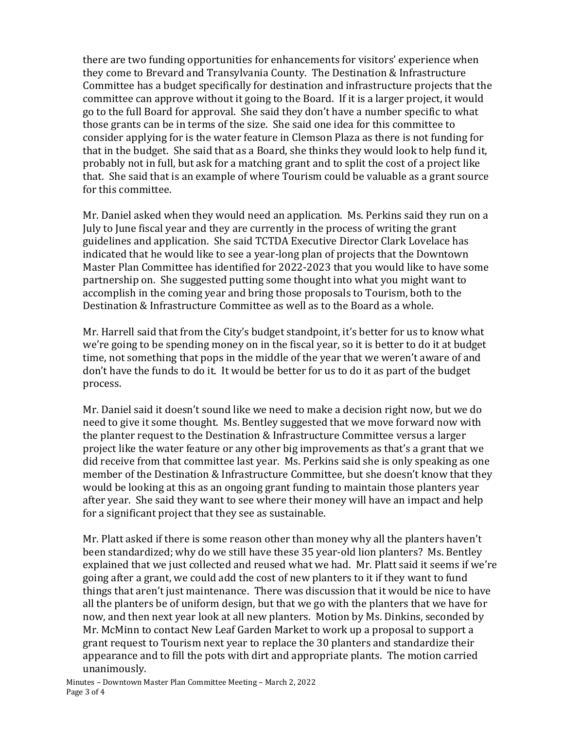there are two funding opportunities for enhancements for visitors' experience when they come to Brevard and Transylvania County. The Destination & Infrastructure Committee has a budget specifically for destination and infrastructure projects that the committee can approve without it going to the Board. If it is a larger project, it would go to the full Board for approval. She said they don't have a number specific to what those grants can be in terms of the size. She said one idea for this committee to consider applying for is the water feature in Clemson Plaza as there is not funding for that in the budget. She said that as a Board, she thinks they would look to help fund it, probably not in full, but ask for a matching grant and to split the cost of a project like that. She said that is an example of where Tourism could be valuable as a grant source for this committee.

Mr. Daniel asked when they would need an application. Ms. Perkins said they run on a July to June fiscal year and they are currently in the process of writing the grant guidelines and application. She said TCTDA Executive Director Clark Lovelace has indicated that he would like to see a year-long plan of projects that the Downtown Master Plan Committee has identified for 2022-2023 that you would like to have some partnership on. She suggested putting some thought into what you might want to accomplish in the coming year and bring those proposals to Tourism, both to the Destination & Infrastructure Committee as well as to the Board as a whole.

Mr. Harrell said that from the City's budget standpoint, it's better for us to know what we're going to be spending money on in the fiscal year, so it is better to do it at budget time, not something that pops in the middle of the year that we weren't aware of and don't have the funds to do it. It would be better for us to do it as part of the budget process.

Mr. Daniel said it doesn't sound like we need to make a decision right now, but we do need to give it some thought. Ms. Bentley suggested that we move forward now with the planter request to the Destination & Infrastructure Committee versus a larger project like the water feature or any other big improvements as that's a grant that we did receive from that committee last year. Ms. Perkins said she is only speaking as one member of the Destination & Infrastructure Committee, but she doesn't know that they would be looking at this as an ongoing grant funding to maintain those planters year after year. She said they want to see where their money will have an impact and help for a significant project that they see as sustainable.

Mr. Platt asked if there is some reason other than money why all the planters haven't been standardized; why do we still have these 35 year-old lion planters? Ms. Bentley explained that we just collected and reused what we had. Mr. Platt said it seems if we're going after a grant, we could add the cost of new planters to it if they want to fund things that aren't just maintenance. There was discussion that it would be nice to have all the planters be of uniform design, but that we go with the planters that we have for now, and then next year look at all new planters. Motion by Ms. Dinkins, seconded by Mr. McMinn to contact New Leaf Garden Market to work up a proposal to support a grant request to Tourism next year to replace the 30 planters and standardize their appearance and to fill the pots with dirt and appropriate plants. The motion carried unanimously.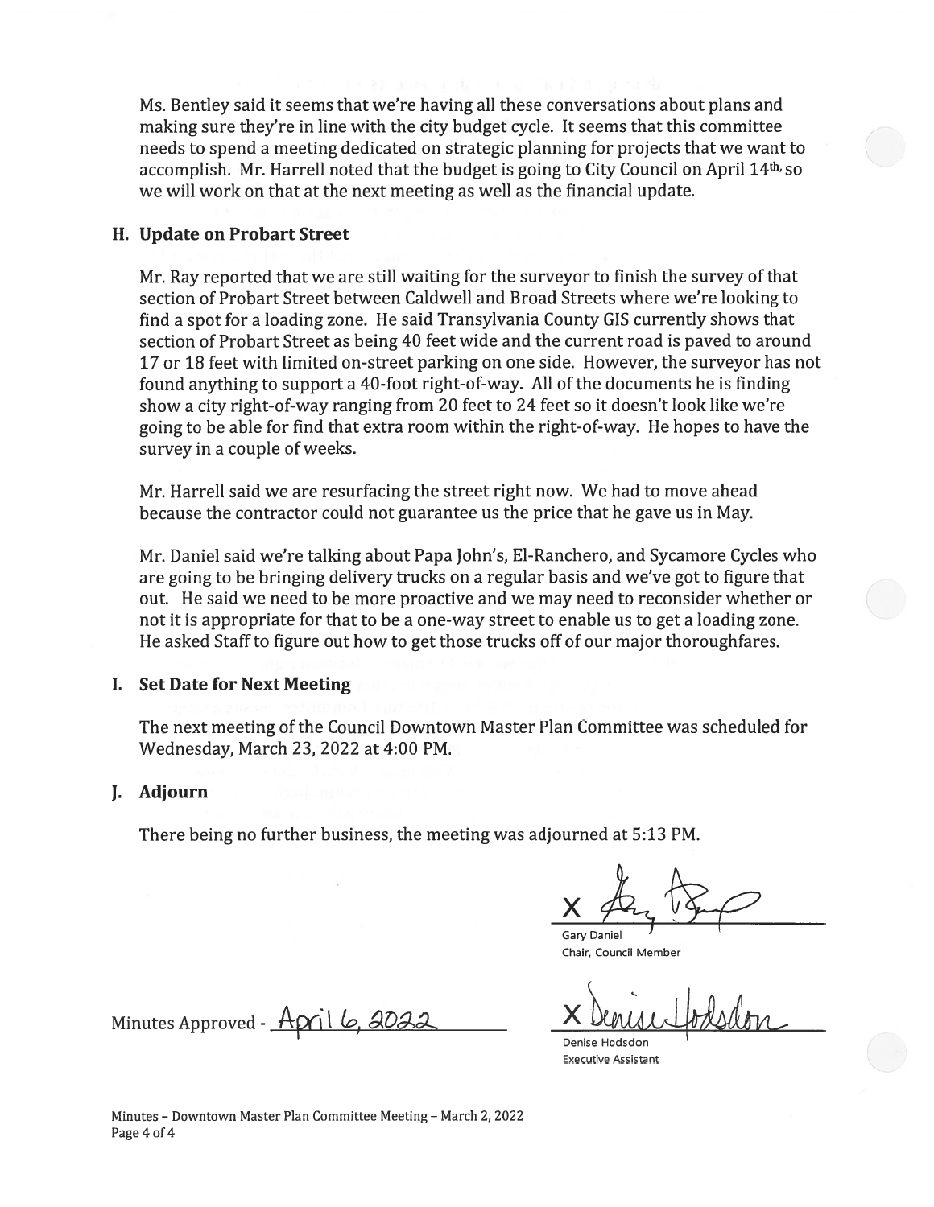Ms. Bentley said it seems that we're having all these conversations about plans and making sure they're in line with the city budget cycle. It seems that this committee needs to spend a meeting dedicated on strategic planning for projects that we want to accomplish. Mr. Harrell noted that the budget is going to City Council on April 14th, so we will work on that at the next meeting as well as the financial update.

### H. Update on Probart Street

Mr. Ray reported that we are still waiting for the surveyor to finish the survey of that section of Probart Street between Caldwell and Broad Streets where we're looking to find a spot for a loading zone. He said Transylvania County GIS currently shows that section of Probart Street as being 40 feet wide and the current road is paved to around 17 or 18 feet with limited on-street parking on one side. However, the surveyor has not found anything to support a 40-foot right-of-way. All of the documents he is finding show a city right-of-way ranging from 20 feet to 24 feet so it doesn't look like we're going to be able for find that extra room within the right-of-way. He hopes to have the survey in a couple of weeks.

Mr. Harrell said we are resurfacing the street right now. We had to move ahead because the contractor could not guarantee us the price that he gave us in May.

Mr. Daniel said we're talking about Papa John's, El-Ranchero, and Sycamore Cycles who are going to be bringing delivery trucks on a regular basis and we've got to figure that out. He said we need to be more proactive and we may need to reconsider whether or not it is appropriate for that to be a one-way street to enable us to get a loading zone. He asked Staff to figure out how to get those trucks off of our major thoroughfares.

### I. Set Date for Next Meeting

The next meeting of the Council Downtown Master Plan Committee was scheduled for Wednesday, March 23, 2022 at 4:00 PM.

### J. Adjourn

There being no further business, the meeting was adjourned at 5:13 PM.

X [signature]
Gary Daniel
Chair, Council Member

Minutes Approved - April 6, 2022

X [signature]
Denise Hodsdon
Executive Assistant

Minutes – Downtown Master Plan Committee Meeting – March 2, 2022